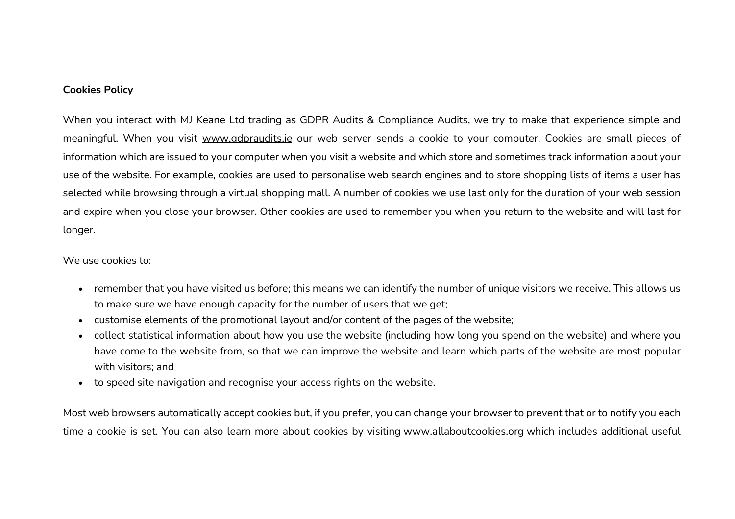**Cookies Policy**

When you interact with MJ Keane Ltd trading as GDPR Audits & Compliance Audits, we try to make that experience simple and meaningful. When you visit www.gdpraudits.ie our web server sends a cookie to your computer. Cookies are small pieces of information which are issued to your computer when you visit a website and which store and sometimes track information about your use of the website. For example, cookies are used to personalise web search engines and to store shopping lists of items a user has selected while browsing through a virtual shopping mall. A number of cookies we use last only for the duration of your web session and expire when you close your browser. Other cookies are used to remember you when you return to the website and will last for longer.

We use cookies to:

- remember that you have visited us before; this means we can identify the number of unique visitors we receive. This allows us to make sure we have enough capacity for the number of users that we get;
- customise elements of the promotional layout and/or content of the pages of the website;
- collect statistical information about how you use the website (including how long you spend on the website) and where you have come to the website from, so that we can improve the website and learn which parts of the website are most popular with visitors; and
- to speed site navigation and recognise your access rights on the website.

Most web browsers automatically accept cookies but, if you prefer, you can change your browser to prevent that or to notify you each time a cookie is set. You can also learn more about cookies by visiting www.allaboutcookies.org which includes additional useful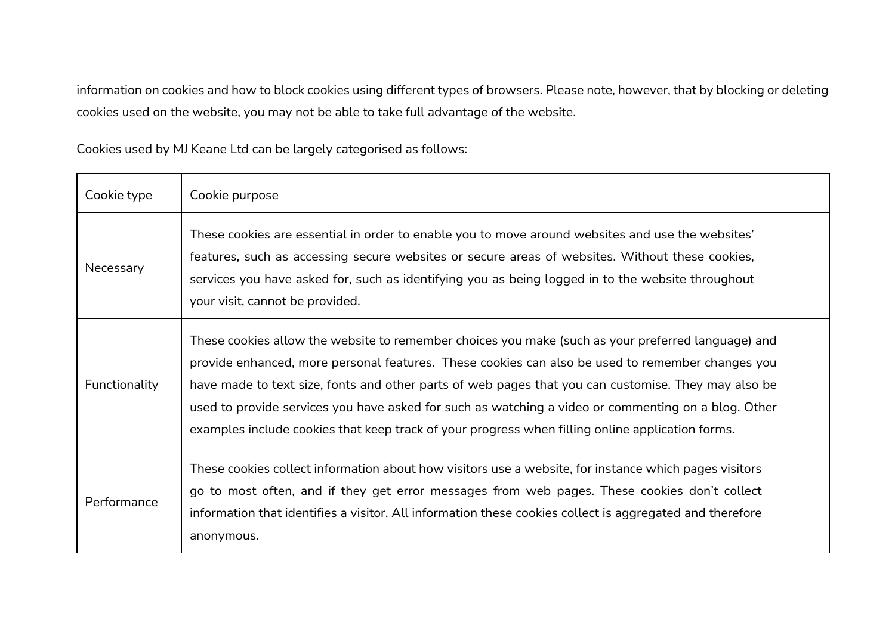information on cookies and how to block cookies using different types of browsers. Please note, however, that by blocking or deleting cookies used on the website, you may not be able to take full advantage of the website.

Cookies used by MJ Keane Ltd can be largely categorised as follows:

| Cookie type | Cookie purpose |
|---|---|
| Necessary | These cookies are essential in order to enable you to move around websites and use the websites' features, such as accessing secure websites or secure areas of websites. Without these cookies, services you have asked for, such as identifying you as being logged in to the website throughout your visit, cannot be provided. |
| Functionality | These cookies allow the website to remember choices you make (such as your preferred language) and provide enhanced, more personal features. These cookies can also be used to remember changes you have made to text size, fonts and other parts of web pages that you can customise. They may also be used to provide services you have asked for such as watching a video or commenting on a blog. Other examples include cookies that keep track of your progress when filling online application forms. |
| Performance | These cookies collect information about how visitors use a website, for instance which pages visitors go to most often, and if they get error messages from web pages. These cookies don't collect information that identifies a visitor. All information these cookies collect is aggregated and therefore anonymous. |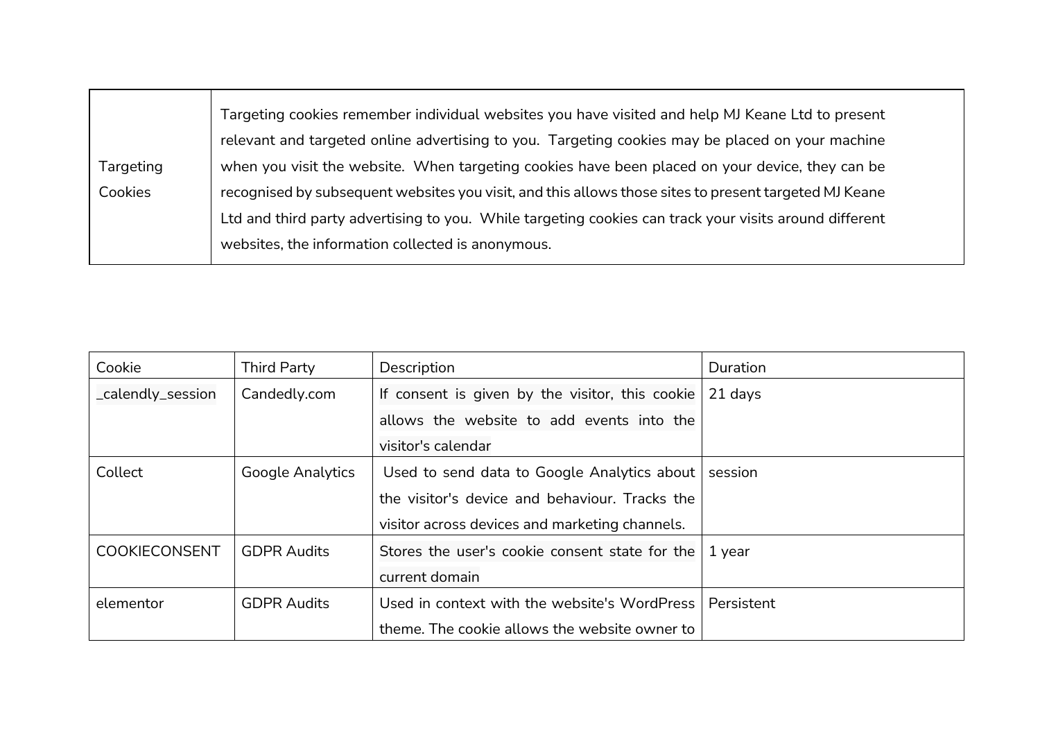| Targeting Cookies | Targeting cookies remember individual websites you have visited and help MJ Keane Ltd to present relevant and targeted online advertising to you. Targeting cookies may be placed on your machine when you visit the website. When targeting cookies have been placed on your device, they can be recognised by subsequent websites you visit, and this allows those sites to present targeted MJ Keane Ltd and third party advertising to you. While targeting cookies can track your visits around different websites, the information collected is anonymous. |
|---|---|

| Cookie | Third Party | Description | Duration |
|---|---|---|---|
| _calendly_session | Candedly.com | If consent is given by the visitor, this cookie allows the website to add events into the visitor's calendar | 21 days |
| Collect | Google Analytics | Used to send data to Google Analytics about the visitor's device and behaviour. Tracks the visitor across devices and marketing channels. | session |
| COOKIECONSENT | GDPR Audits | Stores the user's cookie consent state for the current domain | 1 year |
| elementor | GDPR Audits | Used in context with the website's WordPress theme. The cookie allows the website owner to | Persistent |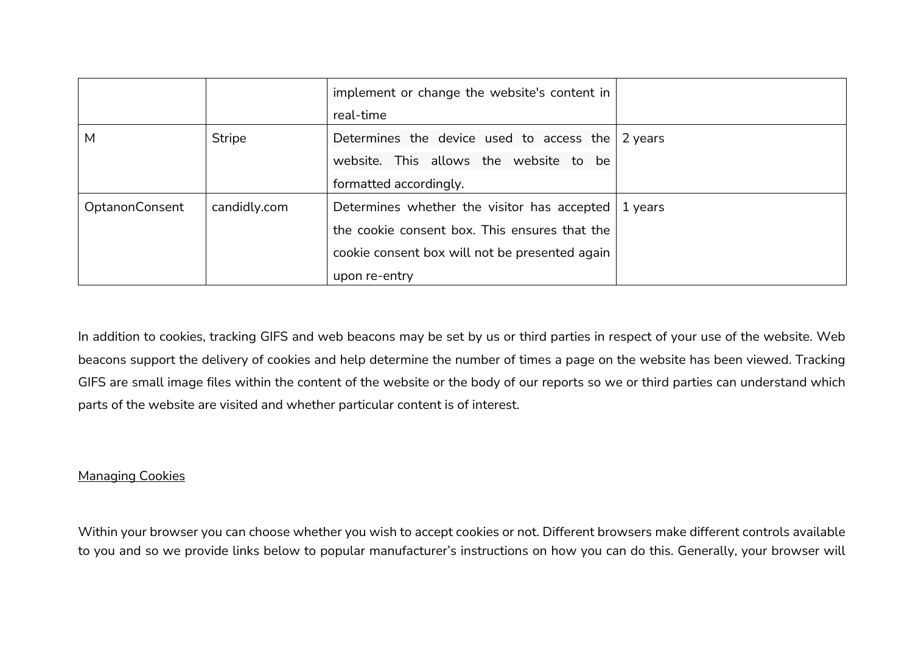| | | | |
|---|---|---|---|
| | | implement or change the website's content in real-time | |
| M | Stripe | Determines the device used to access the website. This allows the website to be formatted accordingly. | 2 years |
| OptanonConsent | candidly.com | Determines whether the visitor has accepted the cookie consent box. This ensures that the cookie consent box will not be presented again upon re-entry | 1 years |

In addition to cookies, tracking GIFS and web beacons may be set by us or third parties in respect of your use of the website. Web beacons support the delivery of cookies and help determine the number of times a page on the website has been viewed. Tracking GIFS are small image files within the content of the website or the body of our reports so we or third parties can understand which parts of the website are visited and whether particular content is of interest.

<u>Managing Cookies</u>

Within your browser you can choose whether you wish to accept cookies or not. Different browsers make different controls available to you and so we provide links below to popular manufacturer's instructions on how you can do this. Generally, your browser will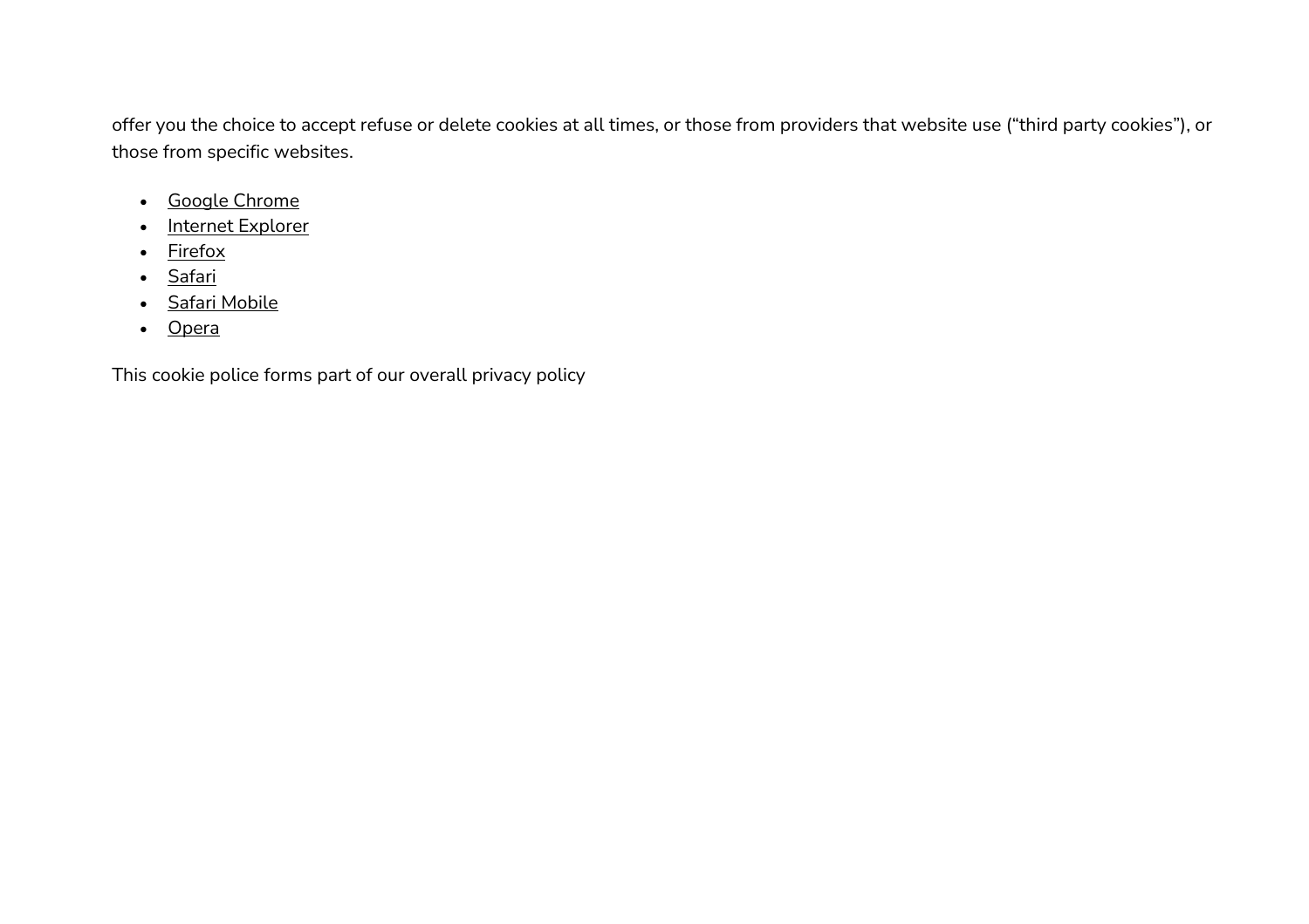offer you the choice to accept refuse or delete cookies at all times, or those from providers that website use (“third party cookies”), or those from specific websites.

- Google Chrome
- Internet Explorer
- Firefox
- Safari
- Safari Mobile
- Opera

This cookie police forms part of our overall privacy policy